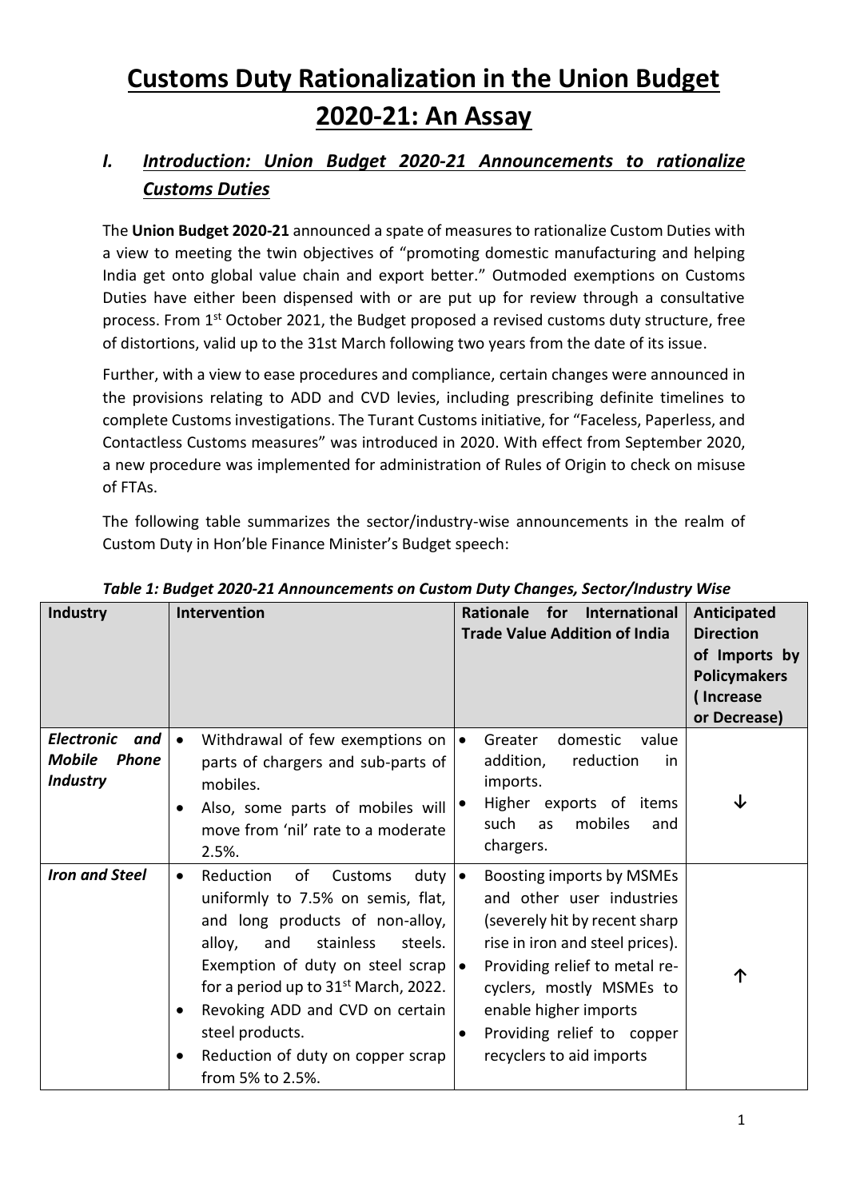# Customs Duty Rationalization in the Union Budget 2020-21: An Assay

## *I. Introduction: Union Budget 2020-21 Announcements to rationalize Customs Duties*

The **Union Budget 2020-21** announced a spate of measures to rationalize Custom Duties with a view to meeting the twin objectives of "promoting domestic manufacturing and helping India get onto global value chain and export better." Outmoded exemptions on Customs Duties have either been dispensed with or are put up for review through a consultative process. From 1st October 2021, the Budget proposed a revised customs duty structure, free of distortions, valid up to the 31st March following two years from the date of its issue.

Further, with a view to ease procedures and compliance, certain changes were announced in the provisions relating to ADD and CVD levies, including prescribing definite timelines to complete Customs investigations. The Turant Customs initiative, for "Faceless, Paperless, and Contactless Customs measures" was introduced in 2020. With effect from September 2020, a new procedure was implemented for administration of Rules of Origin to check on misuse of FTAs.

The following table summarizes the sector/industry-wise announcements in the realm of Custom Duty in Hon'ble Finance Minister's Budget speech:

*Table 1: Budget 2020-21 Announcements on Custom Duty Changes, Sector/Industry Wise*

| Industry | Intervention | Rationale for International Trade Value Addition of India | Anticipated Direction of Imports by Policymakers (Increase or Decrease) |
|---|---|---|---|
| ***Electronic and Mobile Phone Industry*** | • Withdrawal of few exemptions on parts of chargers and sub-parts of mobiles.<br>• Also, some parts of mobiles will move from 'nil' rate to a moderate 2.5%. | • Greater domestic value addition, reduction in imports.<br>• Higher exports of items such as mobiles and chargers. | ↓ |
| ***Iron and Steel*** | • Reduction of Customs duty uniformly to 7.5% on semis, flat, and long products of non-alloy, alloy, and stainless steels. Exemption of duty on steel scrap for a period up to 31st March, 2022.<br>• Revoking ADD and CVD on certain steel products.<br>• Reduction of duty on copper scrap from 5% to 2.5%. | • Boosting imports by MSMEs and other user industries (severely hit by recent sharp rise in iron and steel prices).<br>• Providing relief to metal re-cyclers, mostly MSMEs to enable higher imports<br>• Providing relief to copper recyclers to aid imports | ↑ |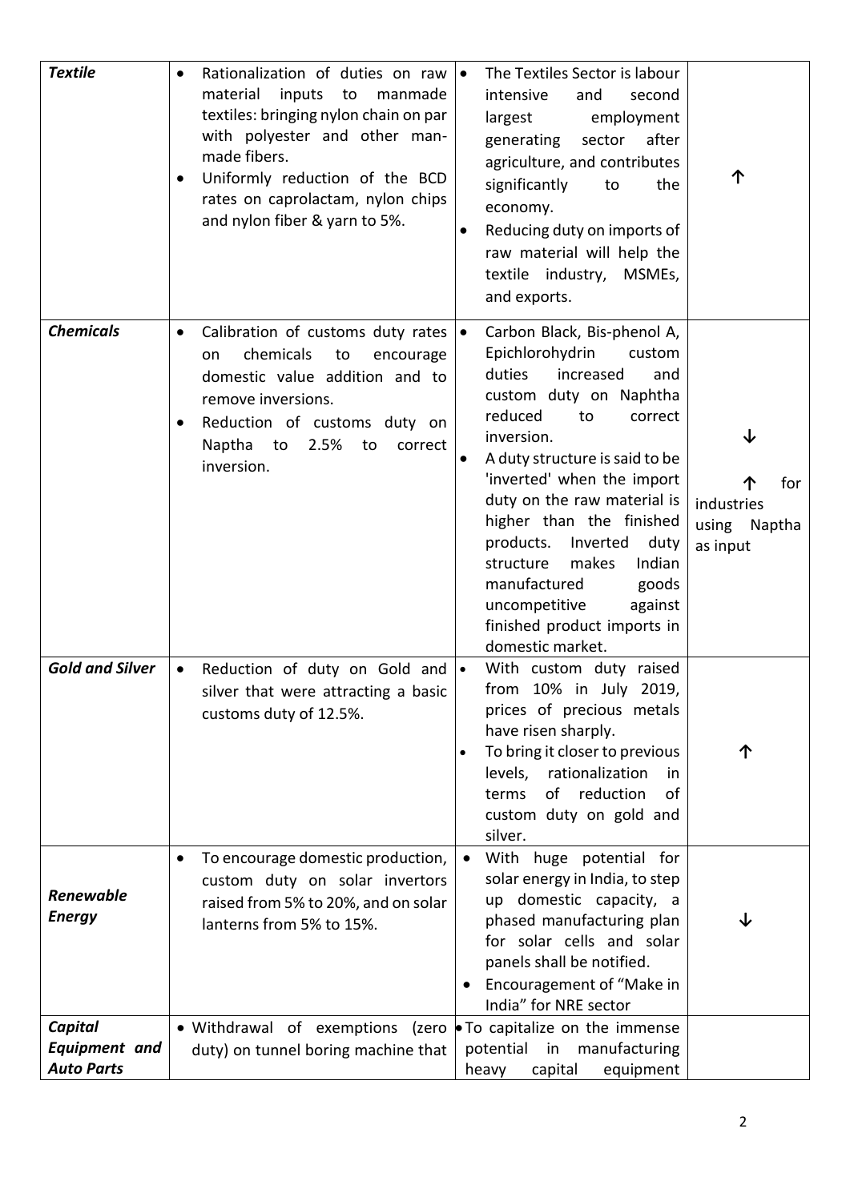| | | | |
|---|---|---|---|
| ***Textile*** | • Rationalization of duties on raw material inputs to manmade textiles: bringing nylon chain on par with polyester and other man-made fibers.<br>• Uniformly reduction of the BCD rates on caprolactam, nylon chips and nylon fiber & yarn to 5%. | • The Textiles Sector is labour intensive and second largest employment generating sector after agriculture, and contributes significantly to the economy.<br>• Reducing duty on imports of raw material will help the textile industry, MSMEs, and exports. | ↑ |
| ***Chemicals*** | • Calibration of customs duty rates on chemicals to encourage domestic value addition and to remove inversions.<br>• Reduction of customs duty on Naptha to 2.5% to correct inversion. | • Carbon Black, Bis-phenol A, Epichlorohydrin custom duties increased and custom duty on Naphtha reduced to correct inversion.<br>• A duty structure is said to be 'inverted' when the import duty on the raw material is higher than the finished products. Inverted duty structure makes Indian manufactured goods uncompetitive against finished product imports in domestic market. | ↓<br><br>↑ for industries using Naptha as input |
| ***Gold and Silver*** | • Reduction of duty on Gold and silver that were attracting a basic customs duty of 12.5%. | • With custom duty raised from 10% in July 2019, prices of precious metals have risen sharply.<br>• To bring it closer to previous levels, rationalization in terms of reduction of custom duty on gold and silver. | ↑ |
| ***Renewable Energy*** | • To encourage domestic production, custom duty on solar invertors raised from 5% to 20%, and on solar lanterns from 5% to 15%. | • With huge potential for solar energy in India, to step up domestic capacity, a phased manufacturing plan for solar cells and solar panels shall be notified.<br>• Encouragement of "Make in India" for NRE sector | ↓ |
| ***Capital Equipment and Auto Parts*** | • Withdrawal of exemptions (zero duty) on tunnel boring machine that | • To capitalize on the immense potential in manufacturing heavy capital equipment | |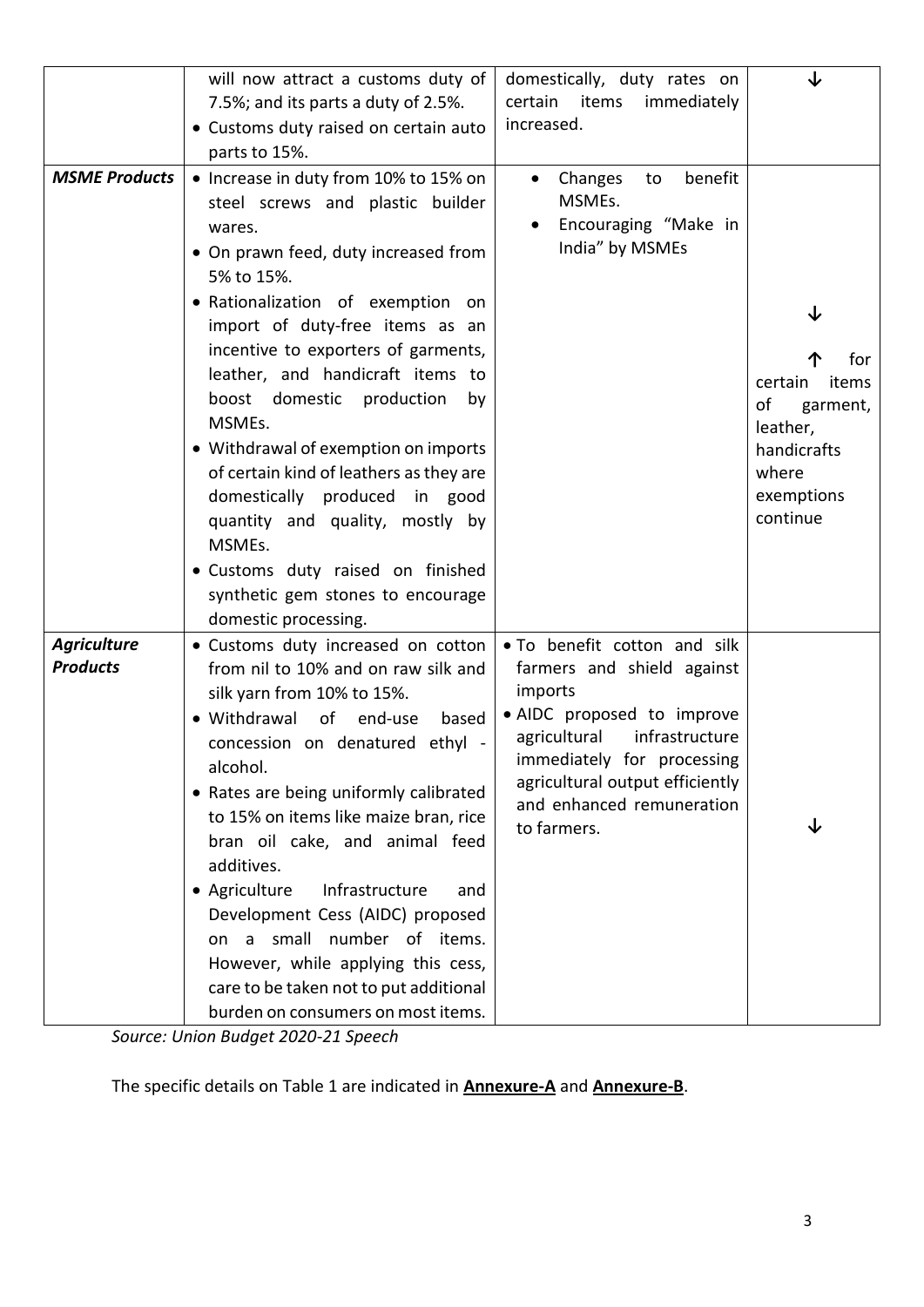| | | | |
|---|---|---|---|
| | will now attract a customs duty of 7.5%; and its parts a duty of 2.5%. <br>• Customs duty raised on certain auto parts to 15%. | domestically, duty rates on certain items immediately increased. | ↓ |
| ***MSME Products*** | • Increase in duty from 10% to 15% on steel screws and plastic builder wares. <br>• On prawn feed, duty increased from 5% to 15%. <br>• Rationalization of exemption on import of duty-free items as an incentive to exporters of garments, leather, and handicraft items to boost domestic production by MSMEs. <br>• Withdrawal of exemption on imports of certain kind of leathers as they are domestically produced in good quantity and quality, mostly by MSMEs. <br>• Customs duty raised on finished synthetic gem stones to encourage domestic processing. | • Changes to benefit MSMEs. <br>• Encouraging "Make in India" by MSMEs | ↓ <br><br>↑ for certain items of garment, leather, handicrafts where exemptions continue |
| ***Agriculture Products*** | • Customs duty increased on cotton from nil to 10% and on raw silk and silk yarn from 10% to 15%. <br>• Withdrawal of end-use based concession on denatured ethyl - alcohol. <br>• Rates are being uniformly calibrated to 15% on items like maize bran, rice bran oil cake, and animal feed additives. <br>• Agriculture Infrastructure and Development Cess (AIDC) proposed on a small number of items. However, while applying this cess, care to be taken not to put additional burden on consumers on most items. | • To benefit cotton and silk farmers and shield against imports <br>• AIDC proposed to improve agricultural infrastructure immediately for processing agricultural output efficiently and enhanced remuneration to farmers. | ↓ |

*Source: Union Budget 2020-21 Speech*

The specific details on Table 1 are indicated in **Annexure-A** and **Annexure-B**.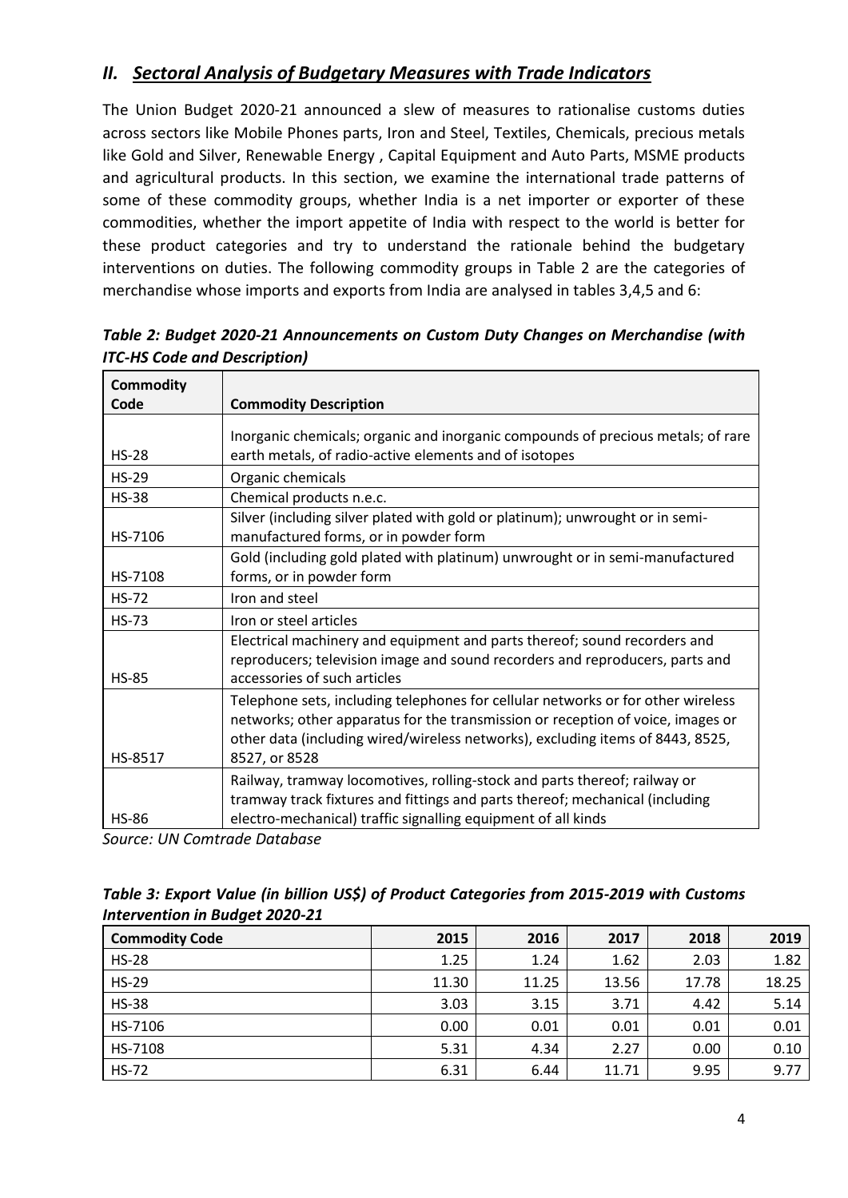## *II. Sectoral Analysis of Budgetary Measures with Trade Indicators*

The Union Budget 2020-21 announced a slew of measures to rationalise customs duties across sectors like Mobile Phones parts, Iron and Steel, Textiles, Chemicals, precious metals like Gold and Silver, Renewable Energy , Capital Equipment and Auto Parts, MSME products and agricultural products. In this section, we examine the international trade patterns of some of these commodity groups, whether India is a net importer or exporter of these commodities, whether the import appetite of India with respect to the world is better for these product categories and try to understand the rationale behind the budgetary interventions on duties. The following commodity groups in Table 2 are the categories of merchandise whose imports and exports from India are analysed in tables 3,4,5 and 6:

***Table 2: Budget 2020-21 Announcements on Custom Duty Changes on Merchandise (with ITC-HS Code and Description)***

| Commodity Code | Commodity Description |
|---|---|
| HS-28 | Inorganic chemicals; organic and inorganic compounds of precious metals; of rare earth metals, of radio-active elements and of isotopes |
| HS-29 | Organic chemicals |
| HS-38 | Chemical products n.e.c. |
| HS-7106 | Silver (including silver plated with gold or platinum); unwrought or in semi-manufactured forms, or in powder form |
| HS-7108 | Gold (including gold plated with platinum) unwrought or in semi-manufactured forms, or in powder form |
| HS-72 | Iron and steel |
| HS-73 | Iron or steel articles |
| HS-85 | Electrical machinery and equipment and parts thereof; sound recorders and reproducers; television image and sound recorders and reproducers, parts and accessories of such articles |
| HS-8517 | Telephone sets, including telephones for cellular networks or for other wireless networks; other apparatus for the transmission or reception of voice, images or other data (including wired/wireless networks), excluding items of 8443, 8525, 8527, or 8528 |
| HS-86 | Railway, tramway locomotives, rolling-stock and parts thereof; railway or tramway track fixtures and fittings and parts thereof; mechanical (including electro-mechanical) traffic signalling equipment of all kinds |

*Source: UN Comtrade Database*

***Table 3: Export Value (in billion US$) of Product Categories from 2015-2019 with Customs Intervention in Budget 2020-21***

| Commodity Code | 2015 | 2016 | 2017 | 2018 | 2019 |
|---|---|---|---|---|---|
| HS-28 | 1.25 | 1.24 | 1.62 | 2.03 | 1.82 |
| HS-29 | 11.30 | 11.25 | 13.56 | 17.78 | 18.25 |
| HS-38 | 3.03 | 3.15 | 3.71 | 4.42 | 5.14 |
| HS-7106 | 0.00 | 0.01 | 0.01 | 0.01 | 0.01 |
| HS-7108 | 5.31 | 4.34 | 2.27 | 0.00 | 0.10 |
| HS-72 | 6.31 | 6.44 | 11.71 | 9.95 | 9.77 |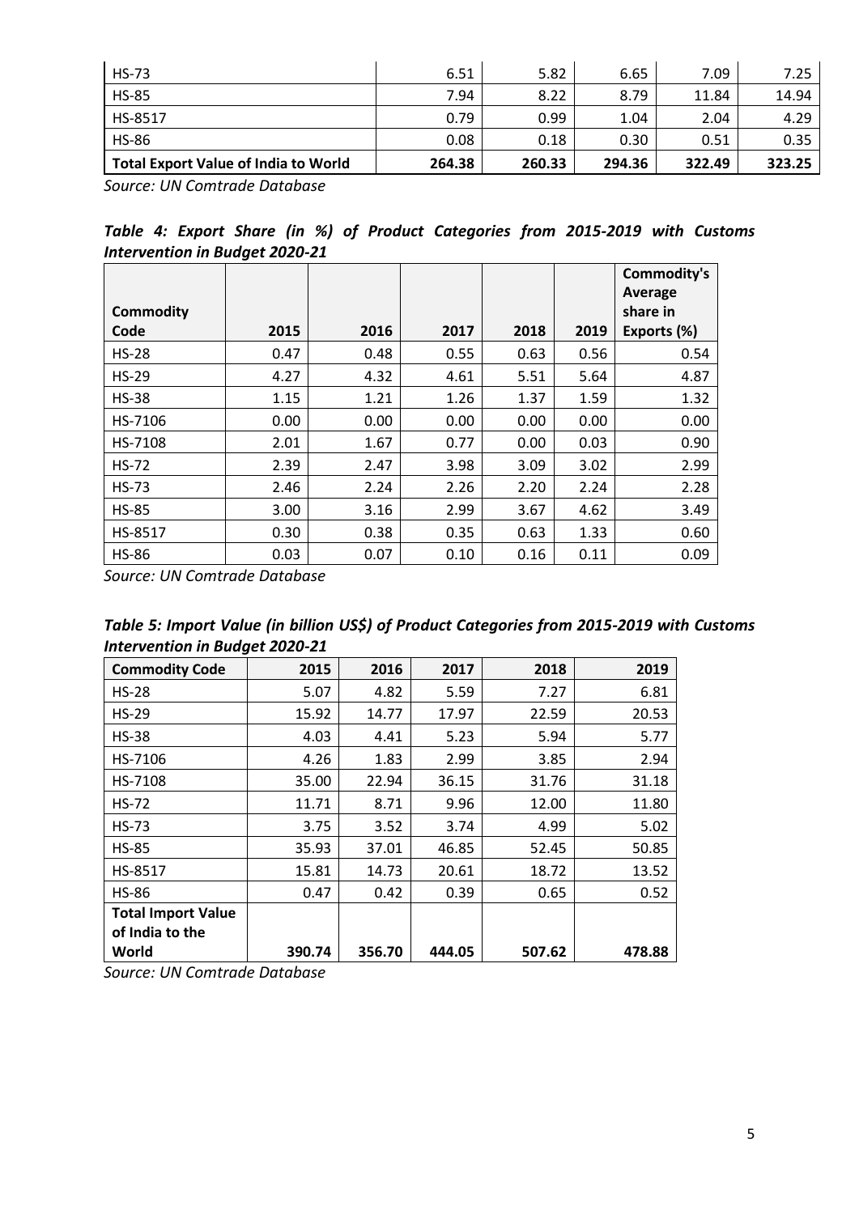| HS-73 | 6.51 | 5.82 | 6.65 | 7.09 | 7.25 |
|---|---|---|---|---|---|
| HS-85 | 7.94 | 8.22 | 8.79 | 11.84 | 14.94 |
| HS-8517 | 0.79 | 0.99 | 1.04 | 2.04 | 4.29 |
| HS-86 | 0.08 | 0.18 | 0.30 | 0.51 | 0.35 |
| **Total Export Value of India to World** | **264.38** | **260.33** | **294.36** | **322.49** | **323.25** |

*Source: UN Comtrade Database*

***Table 4: Export Share (in %) of Product Categories from 2015-2019 with Customs Intervention in Budget 2020-21***

| Commodity Code | 2015 | 2016 | 2017 | 2018 | 2019 | Commodity's Average share in Exports (%) |
|---|---|---|---|---|---|---|
| HS-28 | 0.47 | 0.48 | 0.55 | 0.63 | 0.56 | 0.54 |
| HS-29 | 4.27 | 4.32 | 4.61 | 5.51 | 5.64 | 4.87 |
| HS-38 | 1.15 | 1.21 | 1.26 | 1.37 | 1.59 | 1.32 |
| HS-7106 | 0.00 | 0.00 | 0.00 | 0.00 | 0.00 | 0.00 |
| HS-7108 | 2.01 | 1.67 | 0.77 | 0.00 | 0.03 | 0.90 |
| HS-72 | 2.39 | 2.47 | 3.98 | 3.09 | 3.02 | 2.99 |
| HS-73 | 2.46 | 2.24 | 2.26 | 2.20 | 2.24 | 2.28 |
| HS-85 | 3.00 | 3.16 | 2.99 | 3.67 | 4.62 | 3.49 |
| HS-8517 | 0.30 | 0.38 | 0.35 | 0.63 | 1.33 | 0.60 |
| HS-86 | 0.03 | 0.07 | 0.10 | 0.16 | 0.11 | 0.09 |

*Source: UN Comtrade Database*

***Table 5: Import Value (in billion US$) of Product Categories from 2015-2019 with Customs Intervention in Budget 2020-21***

| Commodity Code | 2015 | 2016 | 2017 | 2018 | 2019 |
|---|---|---|---|---|---|
| HS-28 | 5.07 | 4.82 | 5.59 | 7.27 | 6.81 |
| HS-29 | 15.92 | 14.77 | 17.97 | 22.59 | 20.53 |
| HS-38 | 4.03 | 4.41 | 5.23 | 5.94 | 5.77 |
| HS-7106 | 4.26 | 1.83 | 2.99 | 3.85 | 2.94 |
| HS-7108 | 35.00 | 22.94 | 36.15 | 31.76 | 31.18 |
| HS-72 | 11.71 | 8.71 | 9.96 | 12.00 | 11.80 |
| HS-73 | 3.75 | 3.52 | 3.74 | 4.99 | 5.02 |
| HS-85 | 35.93 | 37.01 | 46.85 | 52.45 | 50.85 |
| HS-8517 | 15.81 | 14.73 | 20.61 | 18.72 | 13.52 |
| HS-86 | 0.47 | 0.42 | 0.39 | 0.65 | 0.52 |
| **Total Import Value of India to the World** | **390.74** | **356.70** | **444.05** | **507.62** | **478.88** |

*Source: UN Comtrade Database*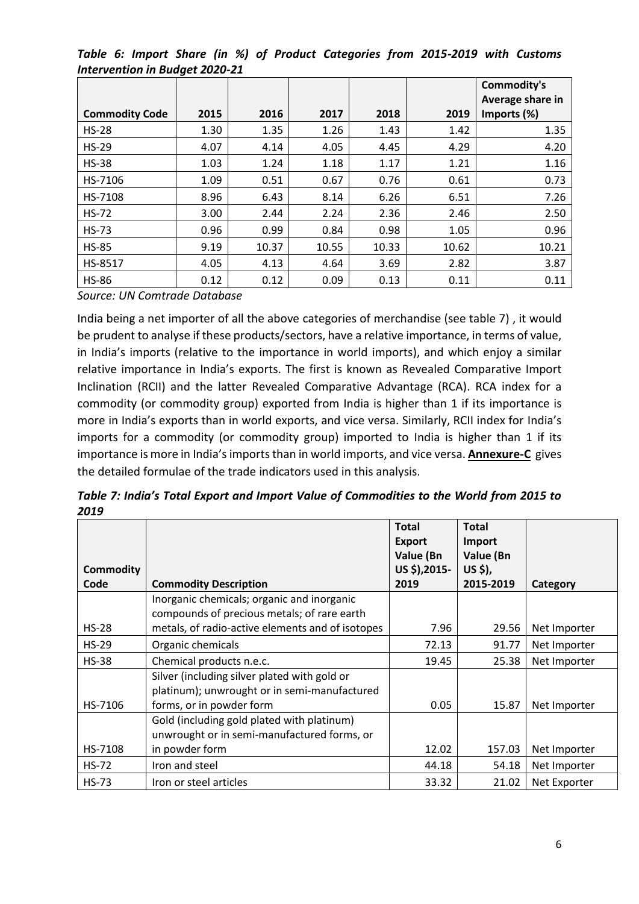***Table 6: Import Share (in %) of Product Categories from 2015-2019 with Customs Intervention in Budget 2020-21***

| Commodity Code | 2015 | 2016 | 2017 | 2018 | 2019 | Commodity's Average share in Imports (%) |
|---|---|---|---|---|---|---|
| HS-28 | 1.30 | 1.35 | 1.26 | 1.43 | 1.42 | 1.35 |
| HS-29 | 4.07 | 4.14 | 4.05 | 4.45 | 4.29 | 4.20 |
| HS-38 | 1.03 | 1.24 | 1.18 | 1.17 | 1.21 | 1.16 |
| HS-7106 | 1.09 | 0.51 | 0.67 | 0.76 | 0.61 | 0.73 |
| HS-7108 | 8.96 | 6.43 | 8.14 | 6.26 | 6.51 | 7.26 |
| HS-72 | 3.00 | 2.44 | 2.24 | 2.36 | 2.46 | 2.50 |
| HS-73 | 0.96 | 0.99 | 0.84 | 0.98 | 1.05 | 0.96 |
| HS-85 | 9.19 | 10.37 | 10.55 | 10.33 | 10.62 | 10.21 |
| HS-8517 | 4.05 | 4.13 | 4.64 | 3.69 | 2.82 | 3.87 |
| HS-86 | 0.12 | 0.12 | 0.09 | 0.13 | 0.11 | 0.11 |

*Source: UN Comtrade Database*

India being a net importer of all the above categories of merchandise (see table 7) , it would be prudent to analyse if these products/sectors, have a relative importance, in terms of value, in India's imports (relative to the importance in world imports), and which enjoy a similar relative importance in India's exports. The first is known as Revealed Comparative Import Inclination (RCII) and the latter Revealed Comparative Advantage (RCA). RCA index for a commodity (or commodity group) exported from India is higher than 1 if its importance is more in India's exports than in world exports, and vice versa. Similarly, RCII index for India's imports for a commodity (or commodity group) imported to India is higher than 1 if its importance is more in India's imports than in world imports, and vice versa. **Annexure-C** gives the detailed formulae of the trade indicators used in this analysis.

***Table 7: India's Total Export and Import Value of Commodities to the World from 2015 to 2019***

| Commodity Code | Commodity Description | Total Export Value (Bn US $),2015-2019 | Total Import Value (Bn US $), 2015-2019 | Category |
|---|---|---|---|---|
| HS-28 | Inorganic chemicals; organic and inorganic compounds of precious metals; of rare earth metals, of radio-active elements and of isotopes | 7.96 | 29.56 | Net Importer |
| HS-29 | Organic chemicals | 72.13 | 91.77 | Net Importer |
| HS-38 | Chemical products n.e.c. | 19.45 | 25.38 | Net Importer |
| HS-7106 | Silver (including silver plated with gold or platinum); unwrought or in semi-manufactured forms, or in powder form | 0.05 | 15.87 | Net Importer |
| HS-7108 | Gold (including gold plated with platinum) unwrought or in semi-manufactured forms, or in powder form | 12.02 | 157.03 | Net Importer |
| HS-72 | Iron and steel | 44.18 | 54.18 | Net Importer |
| HS-73 | Iron or steel articles | 33.32 | 21.02 | Net Exporter |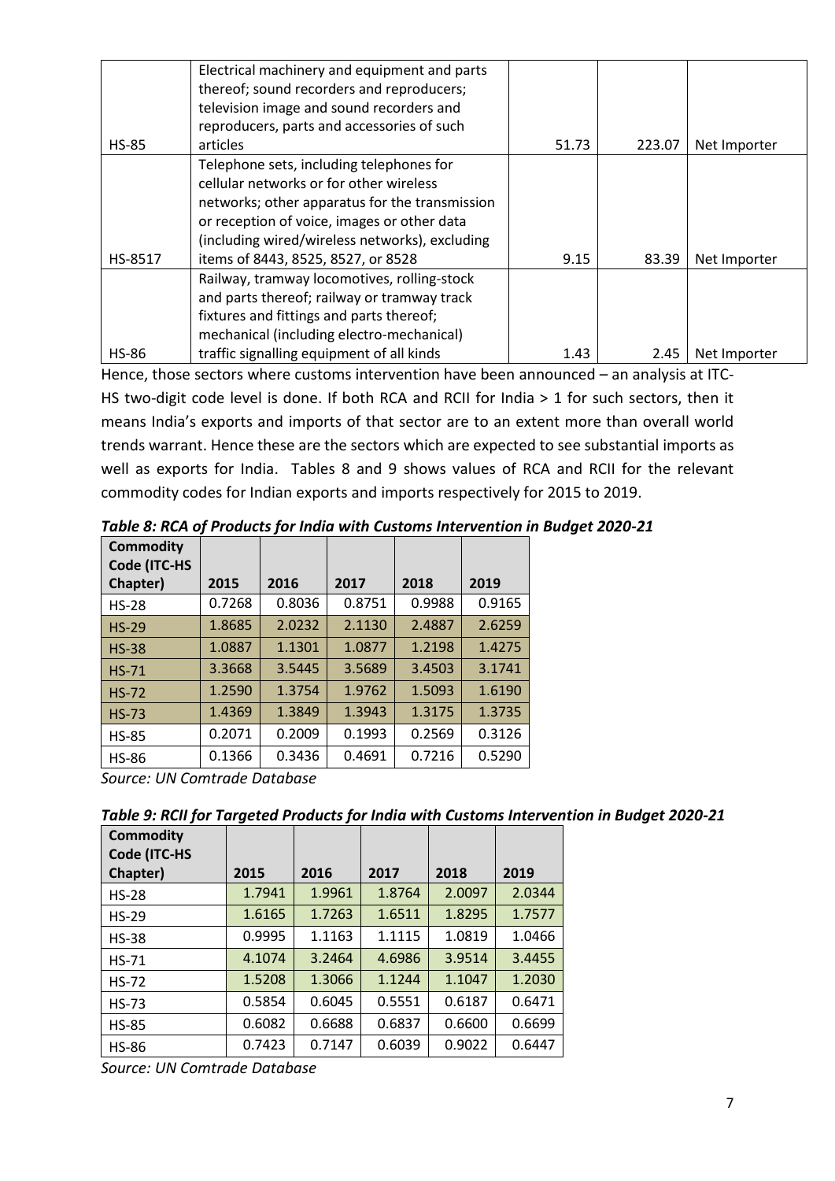| | | | | |
|---|---|---|---|---|
| HS-85 | Electrical machinery and equipment and parts thereof; sound recorders and reproducers; television image and sound recorders and reproducers, parts and accessories of such articles | 51.73 | 223.07 | Net Importer |
| HS-8517 | Telephone sets, including telephones for cellular networks or for other wireless networks; other apparatus for the transmission or reception of voice, images or other data (including wired/wireless networks), excluding items of 8443, 8525, 8527, or 8528 | 9.15 | 83.39 | Net Importer |
| HS-86 | Railway, tramway locomotives, rolling-stock and parts thereof; railway or tramway track fixtures and fittings and parts thereof; mechanical (including electro-mechanical) traffic signalling equipment of all kinds | 1.43 | 2.45 | Net Importer |

Hence, those sectors where customs intervention have been announced – an analysis at ITC-HS two-digit code level is done. If both RCA and RCII for India > 1 for such sectors, then it means India's exports and imports of that sector are to an extent more than overall world trends warrant. Hence these are the sectors which are expected to see substantial imports as well as exports for India. Tables 8 and 9 shows values of RCA and RCII for the relevant commodity codes for Indian exports and imports respectively for 2015 to 2019.

***Table 8: RCA of Products for India with Customs Intervention in Budget 2020-21***

| Commodity Code (ITC-HS Chapter) | 2015 | 2016 | 2017 | 2018 | 2019 |
|---|---|---|---|---|---|
| HS-28 | 0.7268 | 0.8036 | 0.8751 | 0.9988 | 0.9165 |
| HS-29 | 1.8685 | 2.0232 | 2.1130 | 2.4887 | 2.6259 |
| HS-38 | 1.0887 | 1.1301 | 1.0877 | 1.2198 | 1.4275 |
| HS-71 | 3.3668 | 3.5445 | 3.5689 | 3.4503 | 3.1741 |
| HS-72 | 1.2590 | 1.3754 | 1.9762 | 1.5093 | 1.6190 |
| HS-73 | 1.4369 | 1.3849 | 1.3943 | 1.3175 | 1.3735 |
| HS-85 | 0.2071 | 0.2009 | 0.1993 | 0.2569 | 0.3126 |
| HS-86 | 0.1366 | 0.3436 | 0.4691 | 0.7216 | 0.5290 |

*Source: UN Comtrade Database*

***Table 9: RCII for Targeted Products for India with Customs Intervention in Budget 2020-21***

| Commodity Code (ITC-HS Chapter) | 2015 | 2016 | 2017 | 2018 | 2019 |
|---|---|---|---|---|---|
| HS-28 | 1.7941 | 1.9961 | 1.8764 | 2.0097 | 2.0344 |
| HS-29 | 1.6165 | 1.7263 | 1.6511 | 1.8295 | 1.7577 |
| HS-38 | 0.9995 | 1.1163 | 1.1115 | 1.0819 | 1.0466 |
| HS-71 | 4.1074 | 3.2464 | 4.6986 | 3.9514 | 3.4455 |
| HS-72 | 1.5208 | 1.3066 | 1.1244 | 1.1047 | 1.2030 |
| HS-73 | 0.5854 | 0.6045 | 0.5551 | 0.6187 | 0.6471 |
| HS-85 | 0.6082 | 0.6688 | 0.6837 | 0.6600 | 0.6699 |
| HS-86 | 0.7423 | 0.7147 | 0.6039 | 0.9022 | 0.6447 |

*Source: UN Comtrade Database*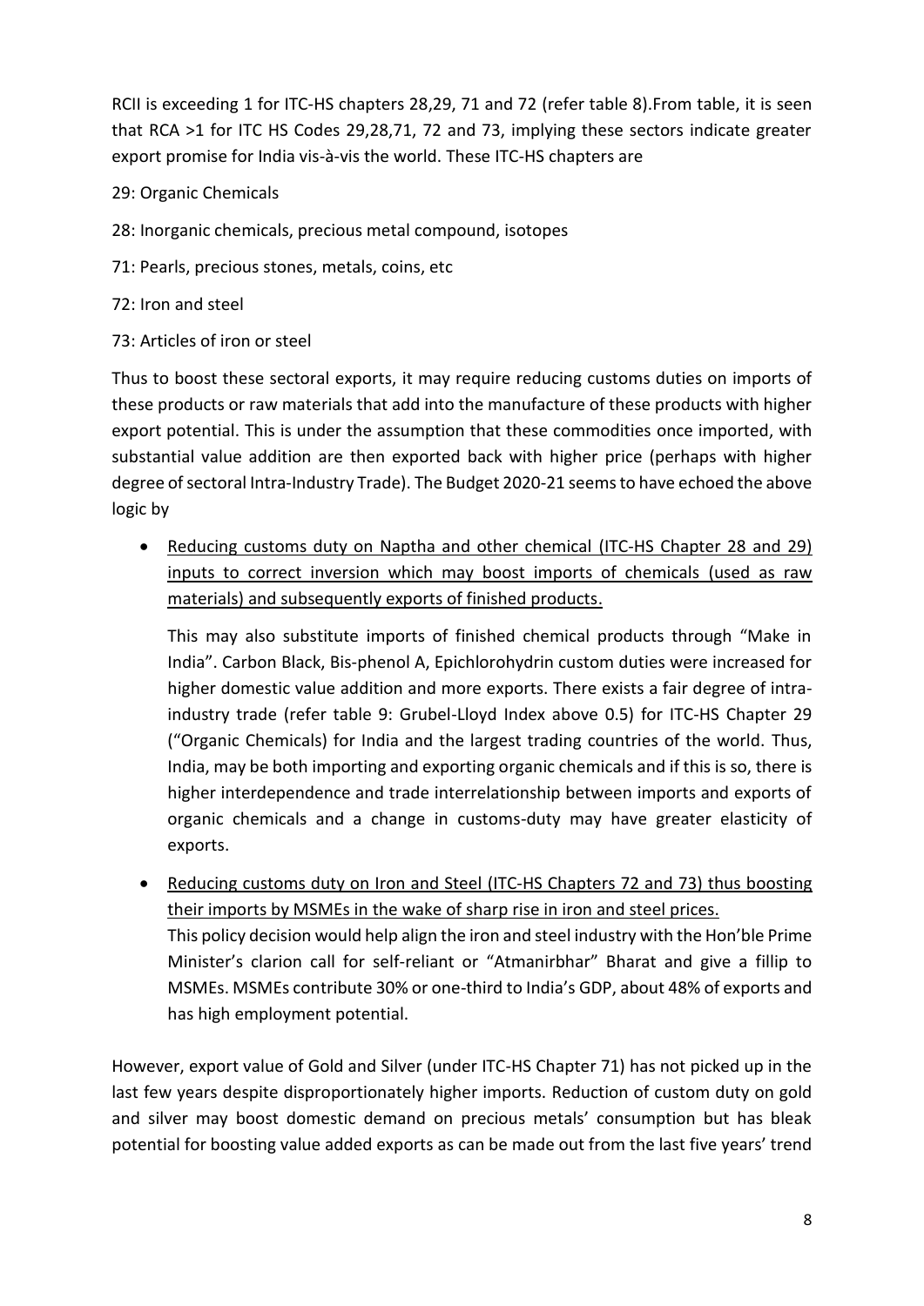RCII is exceeding 1 for ITC-HS chapters 28,29, 71 and 72 (refer table 8).From table, it is seen that RCA >1 for ITC HS Codes 29,28,71, 72 and 73, implying these sectors indicate greater export promise for India vis-à-vis the world. These ITC-HS chapters are

29: Organic Chemicals

28: Inorganic chemicals, precious metal compound, isotopes

71: Pearls, precious stones, metals, coins, etc

72: Iron and steel

73: Articles of iron or steel

Thus to boost these sectoral exports, it may require reducing customs duties on imports of these products or raw materials that add into the manufacture of these products with higher export potential. This is under the assumption that these commodities once imported, with substantial value addition are then exported back with higher price (perhaps with higher degree of sectoral Intra-Industry Trade). The Budget 2020-21 seems to have echoed the above logic by

- Reducing customs duty on Naptha and other chemical (ITC-HS Chapter 28 and 29) inputs to correct inversion which may boost imports of chemicals (used as raw materials) and subsequently exports of finished products.

  This may also substitute imports of finished chemical products through "Make in India". Carbon Black, Bis-phenol A, Epichlorohydrin custom duties were increased for higher domestic value addition and more exports. There exists a fair degree of intra-industry trade (refer table 9: Grubel-Lloyd Index above 0.5) for ITC-HS Chapter 29 ("Organic Chemicals) for India and the largest trading countries of the world. Thus, India, may be both importing and exporting organic chemicals and if this is so, there is higher interdependence and trade interrelationship between imports and exports of organic chemicals and a change in customs-duty may have greater elasticity of exports.

- Reducing customs duty on Iron and Steel (ITC-HS Chapters 72 and 73) thus boosting their imports by MSMEs in the wake of sharp rise in iron and steel prices.
  This policy decision would help align the iron and steel industry with the Hon'ble Prime Minister's clarion call for self-reliant or "Atmanirbhar" Bharat and give a fillip to MSMEs. MSMEs contribute 30% or one-third to India's GDP, about 48% of exports and has high employment potential.

However, export value of Gold and Silver (under ITC-HS Chapter 71) has not picked up in the last few years despite disproportionately higher imports. Reduction of custom duty on gold and silver may boost domestic demand on precious metals' consumption but has bleak potential for boosting value added exports as can be made out from the last five years' trend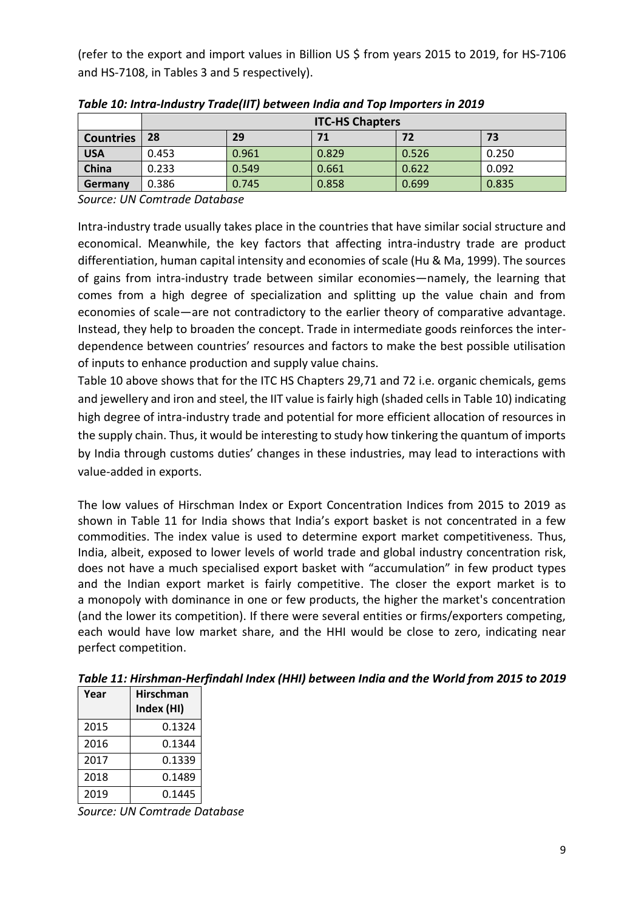(refer to the export and import values in Billion US $ from years 2015 to 2019, for HS-7106 and HS-7108, in Tables 3 and 5 respectively).

***Table 10: Intra-Industry Trade(IIT) between India and Top Importers in 2019***

| | ITC-HS Chapters | | | | |
|---|---|---|---|---|---|
| **Countries** | **28** | **29** | **71** | **72** | **73** |
| **USA** | 0.453 | 0.961 | 0.829 | 0.526 | 0.250 |
| **China** | 0.233 | 0.549 | 0.661 | 0.622 | 0.092 |
| **Germany** | 0.386 | 0.745 | 0.858 | 0.699 | 0.835 |

*Source: UN Comtrade Database*

Intra-industry trade usually takes place in the countries that have similar social structure and economical. Meanwhile, the key factors that affecting intra-industry trade are product differentiation, human capital intensity and economies of scale (Hu & Ma, 1999). The sources of gains from intra-industry trade between similar economies—namely, the learning that comes from a high degree of specialization and splitting up the value chain and from economies of scale—are not contradictory to the earlier theory of comparative advantage. Instead, they help to broaden the concept. Trade in intermediate goods reinforces the inter-dependence between countries' resources and factors to make the best possible utilisation of inputs to enhance production and supply value chains.

Table 10 above shows that for the ITC HS Chapters 29,71 and 72 i.e. organic chemicals, gems and jewellery and iron and steel, the IIT value is fairly high (shaded cells in Table 10) indicating high degree of intra-industry trade and potential for more efficient allocation of resources in the supply chain. Thus, it would be interesting to study how tinkering the quantum of imports by India through customs duties' changes in these industries, may lead to interactions with value-added in exports.

The low values of Hirschman Index or Export Concentration Indices from 2015 to 2019 as shown in Table 11 for India shows that India's export basket is not concentrated in a few commodities. The index value is used to determine export market competitiveness. Thus, India, albeit, exposed to lower levels of world trade and global industry concentration risk, does not have a much specialised export basket with "accumulation" in few product types and the Indian export market is fairly competitive. The closer the export market is to a monopoly with dominance in one or few products, the higher the market's concentration (and the lower its competition). If there were several entities or firms/exporters competing, each would have low market share, and the HHI would be close to zero, indicating near perfect competition.

***Table 11: Hirshman-Herfindahl Index (HHI) between India and the World from 2015 to 2019***

| Year | Hirschman Index (HI) |
|---|---|
| 2015 | 0.1324 |
| 2016 | 0.1344 |
| 2017 | 0.1339 |
| 2018 | 0.1489 |
| 2019 | 0.1445 |

*Source: UN Comtrade Database*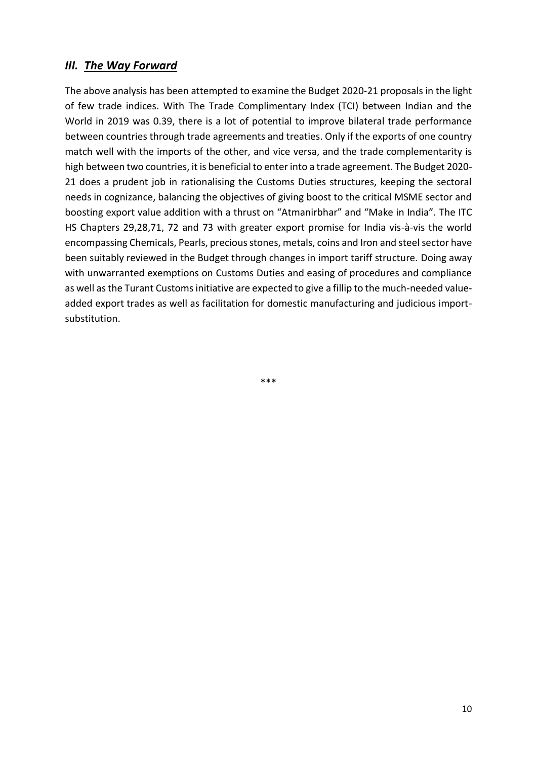## *III. The Way Forward*

The above analysis has been attempted to examine the Budget 2020-21 proposals in the light of few trade indices. With The Trade Complimentary Index (TCI) between Indian and the World in 2019 was 0.39, there is a lot of potential to improve bilateral trade performance between countries through trade agreements and treaties. Only if the exports of one country match well with the imports of the other, and vice versa, and the trade complementarity is high between two countries, it is beneficial to enter into a trade agreement. The Budget 2020-21 does a prudent job in rationalising the Customs Duties structures, keeping the sectoral needs in cognizance, balancing the objectives of giving boost to the critical MSME sector and boosting export value addition with a thrust on "Atmanirbhar" and "Make in India". The ITC HS Chapters 29,28,71, 72 and 73 with greater export promise for India vis-à-vis the world encompassing Chemicals, Pearls, precious stones, metals, coins and Iron and steel sector have been suitably reviewed in the Budget through changes in import tariff structure. Doing away with unwarranted exemptions on Customs Duties and easing of procedures and compliance as well as the Turant Customs initiative are expected to give a fillip to the much-needed value-added export trades as well as facilitation for domestic manufacturing and judicious import-substitution.

\*\*\*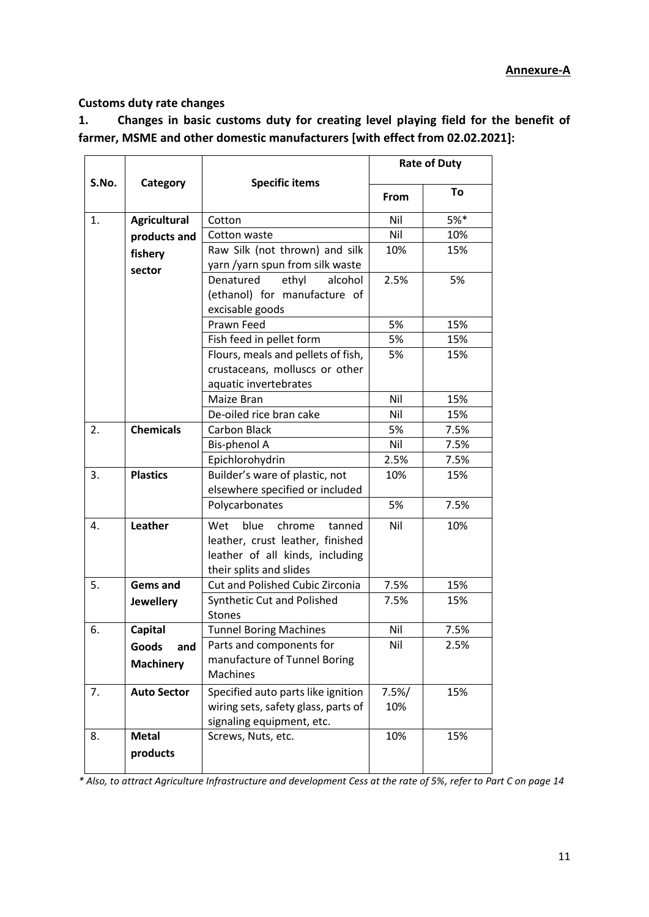**Annexure-A**

**Customs duty rate changes**

**1. Changes in basic customs duty for creating level playing field for the benefit of farmer, MSME and other domestic manufacturers [with effect from 02.02.2021]:**

| S.No. | Category | Specific items | Rate of Duty | |
|---|---|---|---|---|
| | | | **From** | **To** |
| 1. | **Agricultural products and fishery sector** | Cotton | Nil | 5%* |
| | | Cotton waste | Nil | 10% |
| | | Raw Silk (not thrown) and silk yarn /yarn spun from silk waste | 10% | 15% |
| | | Denatured ethyl alcohol (ethanol) for manufacture of excisable goods | 2.5% | 5% |
| | | Prawn Feed | 5% | 15% |
| | | Fish feed in pellet form | 5% | 15% |
| | | Flours, meals and pellets of fish, crustaceans, molluscs or other aquatic invertebrates | 5% | 15% |
| | | Maize Bran | Nil | 15% |
| | | De-oiled rice bran cake | Nil | 15% |
| 2. | **Chemicals** | Carbon Black | 5% | 7.5% |
| | | Bis-phenol A | Nil | 7.5% |
| | | Epichlorohydrin | 2.5% | 7.5% |
| 3. | **Plastics** | Builder's ware of plastic, not elsewhere specified or included | 10% | 15% |
| | | Polycarbonates | 5% | 7.5% |
| 4. | **Leather** | Wet blue chrome tanned leather, crust leather, finished leather of all kinds, including their splits and slides | Nil | 10% |
| 5. | **Gems and Jewellery** | Cut and Polished Cubic Zirconia | 7.5% | 15% |
| | | Synthetic Cut and Polished Stones | 7.5% | 15% |
| 6. | **Capital Goods and Machinery** | Tunnel Boring Machines | Nil | 7.5% |
| | | Parts and components for manufacture of Tunnel Boring Machines | Nil | 2.5% |
| 7. | **Auto Sector** | Specified auto parts like ignition wiring sets, safety glass, parts of signaling equipment, etc. | 7.5%/ 10% | 15% |
| 8. | **Metal products** | Screws, Nuts, etc. | 10% | 15% |

*\* Also, to attract Agriculture Infrastructure and development Cess at the rate of 5%, refer to Part C on page 14*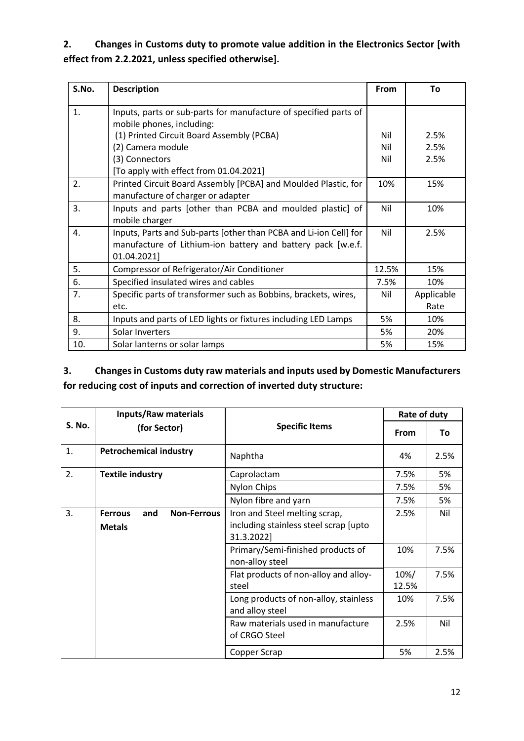**2. Changes in Customs duty to promote value addition in the Electronics Sector [with effect from 2.2.2021, unless specified otherwise].**

| S.No. | Description | From | To |
|---|---|---|---|
| 1. | Inputs, parts or sub-parts for manufacture of specified parts of mobile phones, including:<br>(1) Printed Circuit Board Assembly (PCBA)<br>(2) Camera module<br>(3) Connectors<br>[To apply with effect from 01.04.2021] | <br><br>Nil<br>Nil<br>Nil | <br><br>2.5%<br>2.5%<br>2.5% |
| 2. | Printed Circuit Board Assembly [PCBA] and Moulded Plastic, for manufacture of charger or adapter | 10% | 15% |
| 3. | Inputs and parts [other than PCBA and moulded plastic] of mobile charger | Nil | 10% |
| 4. | Inputs, Parts and Sub-parts [other than PCBA and Li-ion Cell] for manufacture of Lithium-ion battery and battery pack [w.e.f. 01.04.2021] | Nil | 2.5% |
| 5. | Compressor of Refrigerator/Air Conditioner | 12.5% | 15% |
| 6. | Specified insulated wires and cables | 7.5% | 10% |
| 7. | Specific parts of transformer such as Bobbins, brackets, wires, etc. | Nil | Applicable Rate |
| 8. | Inputs and parts of LED lights or fixtures including LED Lamps | 5% | 10% |
| 9. | Solar Inverters | 5% | 20% |
| 10. | Solar lanterns or solar lamps | 5% | 15% |

**3. Changes in Customs duty raw materials and inputs used by Domestic Manufacturers for reducing cost of inputs and correction of inverted duty structure:**

| S. No. | Inputs/Raw materials (for Sector) | Specific Items | Rate of duty | |
|---|---|---|---|---|
| | | | From | To |
| 1. | **Petrochemical industry** | Naphtha | 4% | 2.5% |
| 2. | **Textile industry** | Caprolactam | 7.5% | 5% |
| | | Nylon Chips | 7.5% | 5% |
| | | Nylon fibre and yarn | 7.5% | 5% |
| 3. | **Ferrous and Non-Ferrous Metals** | Iron and Steel melting scrap, including stainless steel scrap [upto 31.3.2022] | 2.5% | Nil |
| | | Primary/Semi-finished products of non-alloy steel | 10% | 7.5% |
| | | Flat products of non-alloy and alloy-steel | 10%/ 12.5% | 7.5% |
| | | Long products of non-alloy, stainless and alloy steel | 10% | 7.5% |
| | | Raw materials used in manufacture of CRGO Steel | 2.5% | Nil |
| | | Copper Scrap | 5% | 2.5% |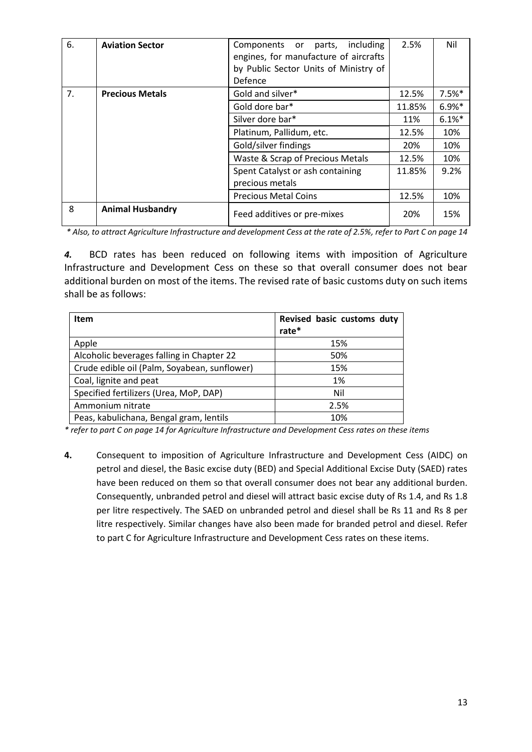| 6. | **Aviation Sector** | Components or parts, including engines, for manufacture of aircrafts by Public Sector Units of Ministry of Defence | 2.5% | Nil |
|---|---|---|---|---|
| 7. | **Precious Metals** | Gold and silver* | 12.5% | 7.5%* |
| | | Gold dore bar* | 11.85% | 6.9%* |
| | | Silver dore bar* | 11% | 6.1%* |
| | | Platinum, Pallidum, etc. | 12.5% | 10% |
| | | Gold/silver findings | 20% | 10% |
| | | Waste & Scrap of Precious Metals | 12.5% | 10% |
| | | Spent Catalyst or ash containing precious metals | 11.85% | 9.2% |
| | | Precious Metal Coins | 12.5% | 10% |
| 8 | **Animal Husbandry** | Feed additives or pre-mixes | 20% | 15% |

*\* Also, to attract Agriculture Infrastructure and development Cess at the rate of 2.5%, refer to Part C on page 14*

***4.*** BCD rates has been reduced on following items with imposition of Agriculture Infrastructure and Development Cess on these so that overall consumer does not bear additional burden on most of the items. The revised rate of basic customs duty on such items shall be as follows:

| **Item** | **Revised basic customs duty rate*** |
|---|---|
| Apple | 15% |
| Alcoholic beverages falling in Chapter 22 | 50% |
| Crude edible oil (Palm, Soyabean, sunflower) | 15% |
| Coal, lignite and peat | 1% |
| Specified fertilizers (Urea, MoP, DAP) | Nil |
| Ammonium nitrate | 2.5% |
| Peas, kabulichana, Bengal gram, lentils | 10% |

*\* refer to part C on page 14 for Agriculture Infrastructure and Development Cess rates on these items*

**4.** Consequent to imposition of Agriculture Infrastructure and Development Cess (AIDC) on petrol and diesel, the Basic excise duty (BED) and Special Additional Excise Duty (SAED) rates have been reduced on them so that overall consumer does not bear any additional burden. Consequently, unbranded petrol and diesel will attract basic excise duty of Rs 1.4, and Rs 1.8 per litre respectively. The SAED on unbranded petrol and diesel shall be Rs 11 and Rs 8 per litre respectively. Similar changes have also been made for branded petrol and diesel. Refer to part C for Agriculture Infrastructure and Development Cess rates on these items.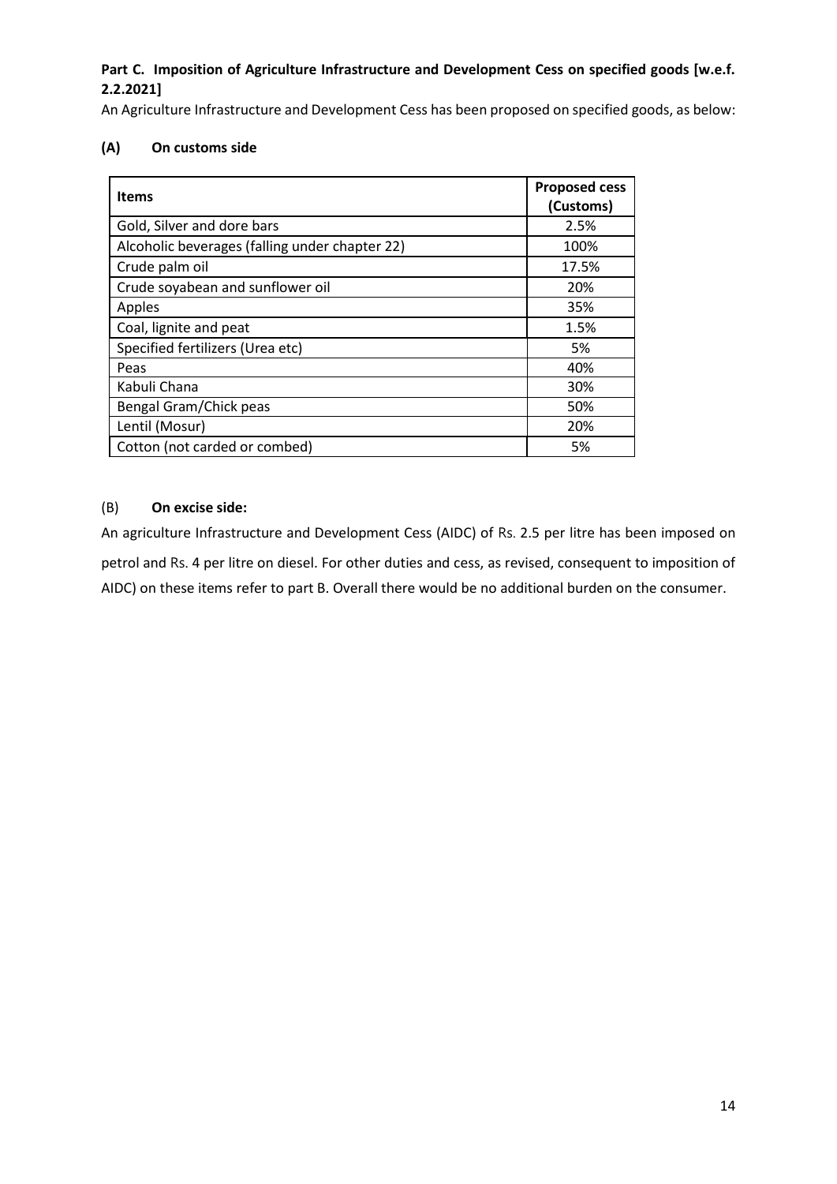**Part C. Imposition of Agriculture Infrastructure and Development Cess on specified goods [w.e.f. 2.2.2021]**

An Agriculture Infrastructure and Development Cess has been proposed on specified goods, as below:

**(A) On customs side**

| Items | Proposed cess (Customs) |
|---|---|
| Gold, Silver and dore bars | 2.5% |
| Alcoholic beverages (falling under chapter 22) | 100% |
| Crude palm oil | 17.5% |
| Crude soyabean and sunflower oil | 20% |
| Apples | 35% |
| Coal, lignite and peat | 1.5% |
| Specified fertilizers (Urea etc) | 5% |
| Peas | 40% |
| Kabuli Chana | 30% |
| Bengal Gram/Chick peas | 50% |
| Lentil (Mosur) | 20% |
| Cotton (not carded or combed) | 5% |

(B) **On excise side:**

An agriculture Infrastructure and Development Cess (AIDC) of Rs. 2.5 per litre has been imposed on petrol and Rs. 4 per litre on diesel. For other duties and cess, as revised, consequent to imposition of AIDC) on these items refer to part B. Overall there would be no additional burden on the consumer.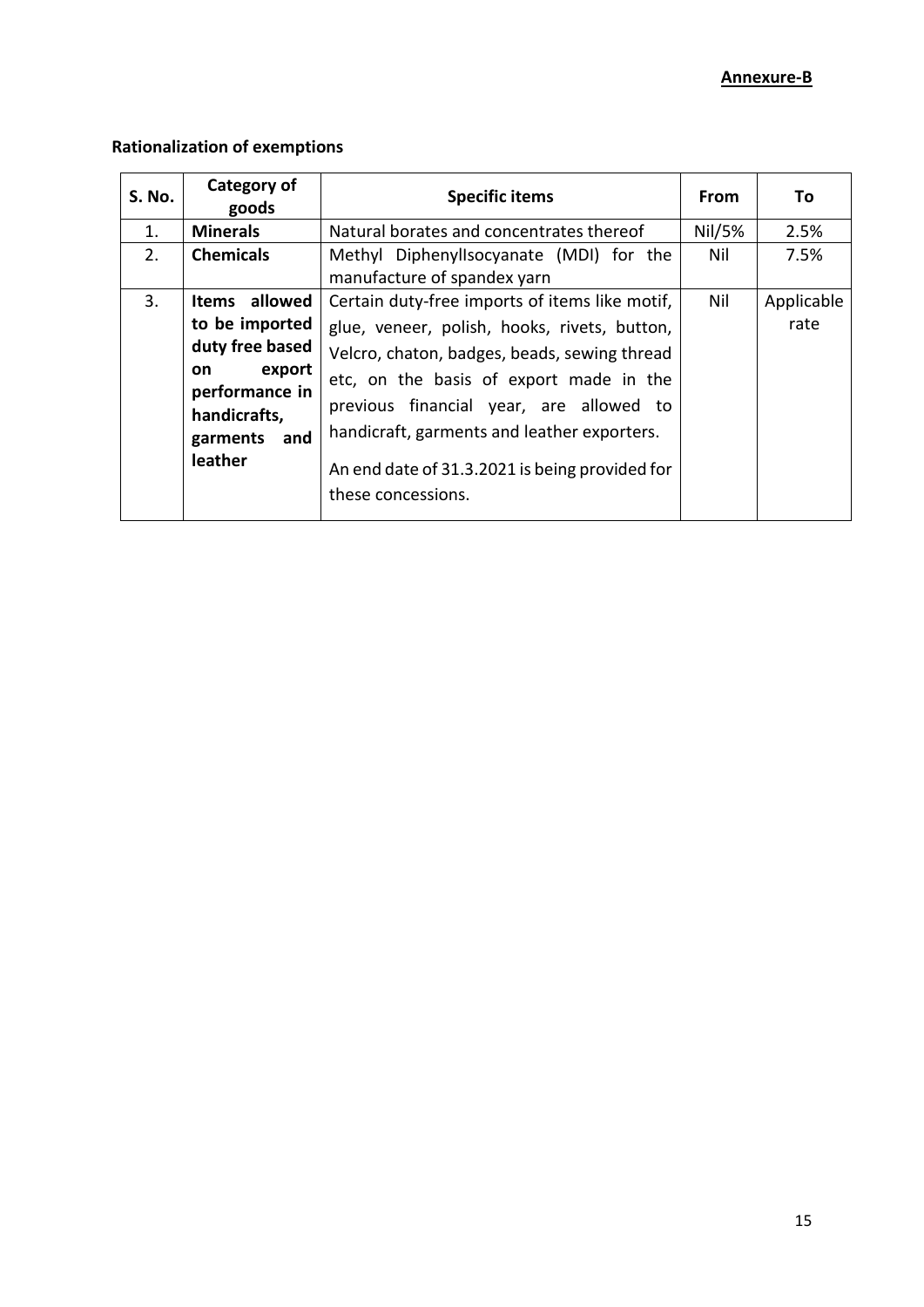**Annexure-B**

**Rationalization of exemptions**

| S. No. | Category of goods | Specific items | From | To |
|---|---|---|---|---|
| 1. | **Minerals** | Natural borates and concentrates thereof | Nil/5% | 2.5% |
| 2. | **Chemicals** | Methyl DiphenylIsocyanate (MDI) for the manufacture of spandex yarn | Nil | 7.5% |
| 3. | **Items allowed to be imported duty free based on export performance in handicrafts, garments and leather** | Certain duty-free imports of items like motif, glue, veneer, polish, hooks, rivets, button, Velcro, chaton, badges, beads, sewing thread etc, on the basis of export made in the previous financial year, are allowed to handicraft, garments and leather exporters.<br><br>An end date of 31.3.2021 is being provided for these concessions. | Nil | Applicable rate |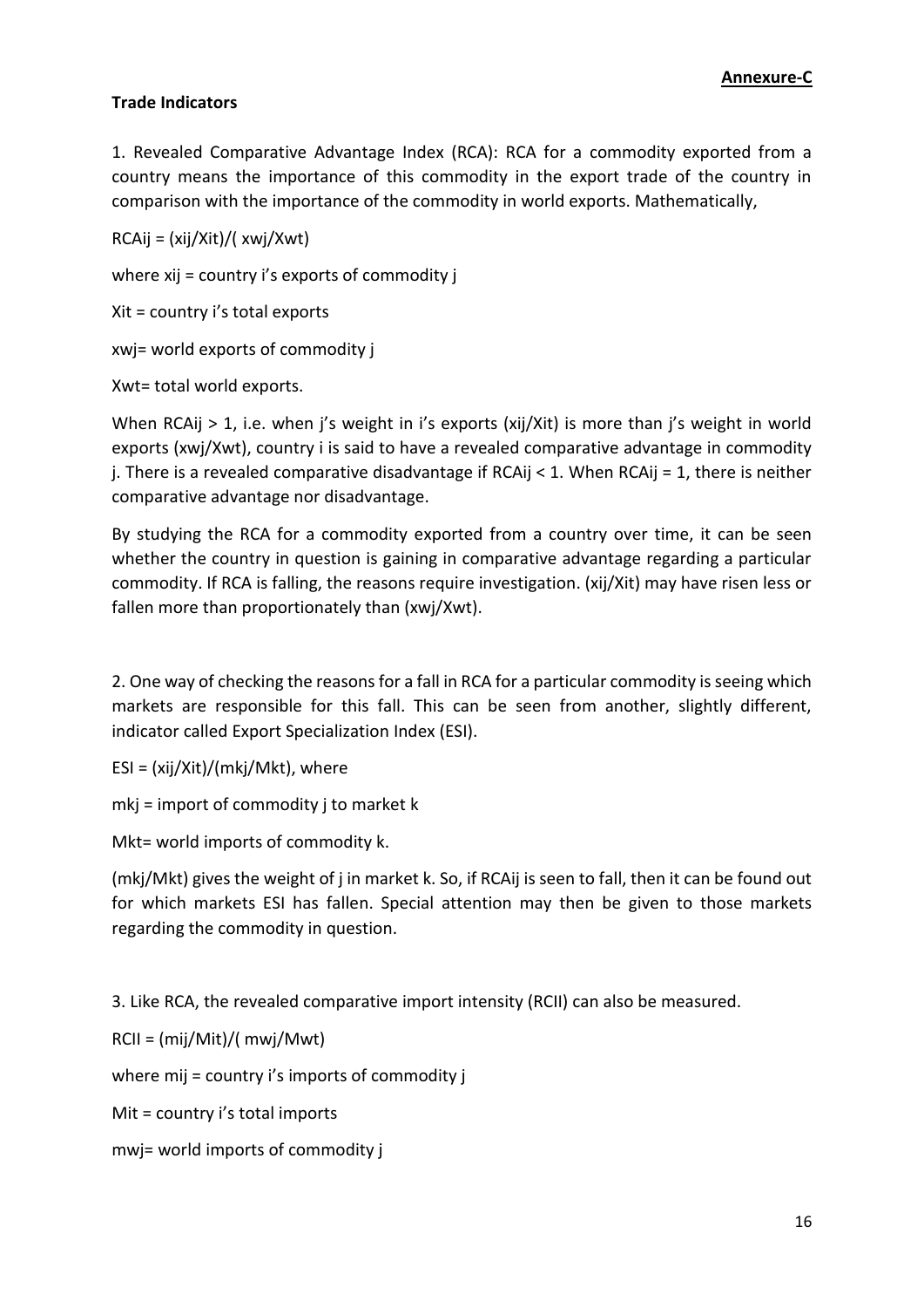**Annexure-C**

**Trade Indicators**

1. Revealed Comparative Advantage Index (RCA): RCA for a commodity exported from a country means the importance of this commodity in the export trade of the country in comparison with the importance of the commodity in world exports. Mathematically,

$RCA_{ij} = (x_{ij}/X_{it})/(x_{wj}/X_{wt})$

where $x_{ij}$ = country i's exports of commodity j

$X_{it}$ = country i's total exports

$x_{wj}$ = world exports of commodity j

$X_{wt}$ = total world exports.

When $RCA_{ij} > 1$, i.e. when j's weight in i's exports ($x_{ij}/X_{it}$) is more than j's weight in world exports ($x_{wj}/X_{wt}$), country i is said to have a revealed comparative advantage in commodity j. There is a revealed comparative disadvantage if $RCA_{ij} < 1$. When $RCA_{ij} = 1$, there is neither comparative advantage nor disadvantage.

By studying the RCA for a commodity exported from a country over time, it can be seen whether the country in question is gaining in comparative advantage regarding a particular commodity. If RCA is falling, the reasons require investigation. ($x_{ij}/X_{it}$) may have risen less or fallen more than proportionately than ($x_{wj}/X_{wt}$).

2. One way of checking the reasons for a fall in RCA for a particular commodity is seeing which markets are responsible for this fall. This can be seen from another, slightly different, indicator called Export Specialization Index (ESI).

$ESI = (x_{ij}/X_{it})/(m_{kj}/M_{kt})$, where

$m_{kj}$ = import of commodity j to market k

$M_{kt}$ = world imports of commodity k.

($m_{kj}/M_{kt}$) gives the weight of j in market k. So, if $RCA_{ij}$ is seen to fall, then it can be found out for which markets ESI has fallen. Special attention may then be given to those markets regarding the commodity in question.

3. Like RCA, the revealed comparative import intensity (RCII) can also be measured.

$RCII = (m_{ij}/M_{it})/(m_{wj}/M_{wt})$

where $m_{ij}$ = country i's imports of commodity j

$M_{it}$ = country i's total imports

$m_{wj}$ = world imports of commodity j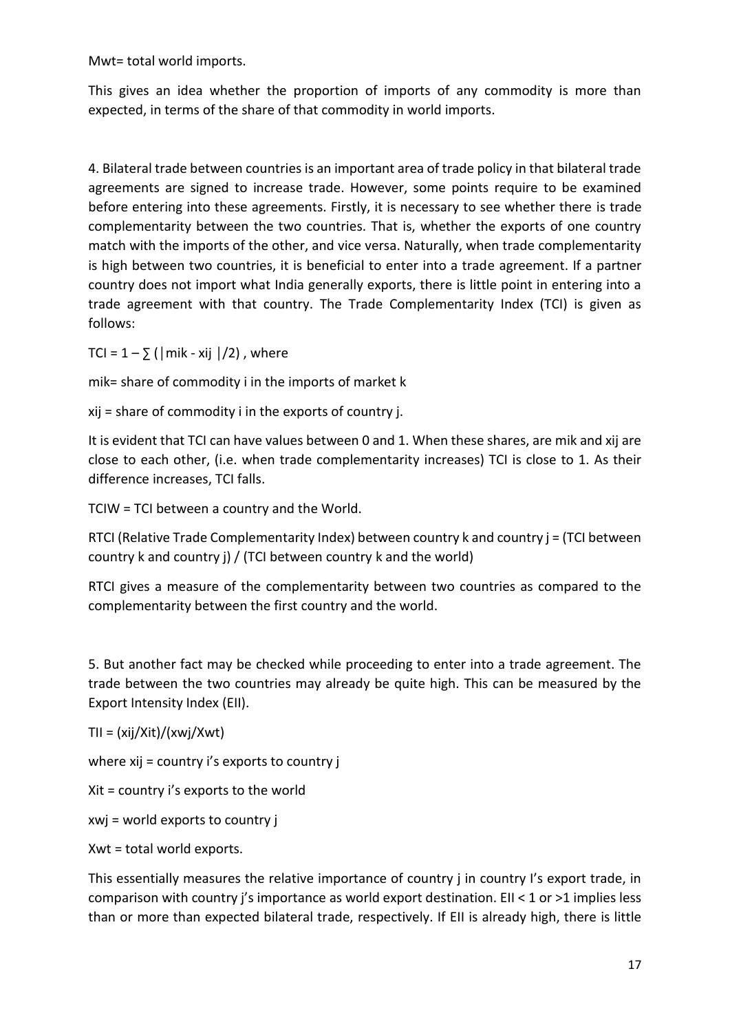$M_{wt}$= total world imports.

This gives an idea whether the proportion of imports of any commodity is more than expected, in terms of the share of that commodity in world imports.

4. Bilateral trade between countries is an important area of trade policy in that bilateral trade agreements are signed to increase trade. However, some points require to be examined before entering into these agreements. Firstly, it is necessary to see whether there is trade complementarity between the two countries. That is, whether the exports of one country match with the imports of the other, and vice versa. Naturally, when trade complementarity is high between two countries, it is beneficial to enter into a trade agreement. If a partner country does not import what India generally exports, there is little point in entering into a trade agreement with that country. The Trade Complementarity Index (TCI) is given as follows:

$TCI = 1 - \sum (|m_{ik} - x_{ij}|/2)$ , where

$m_{ik}$= share of commodity i in the imports of market k

$x_{ij}$ = share of commodity i in the exports of country j.

It is evident that TCI can have values between 0 and 1. When these shares, are $m_{ik}$ and $x_{ij}$ are close to each other, (i.e. when trade complementarity increases) TCI is close to 1. As their difference increases, TCI falls.

TCIW = TCI between a country and the World.

RTCI (Relative Trade Complementarity Index) between country k and country j = (TCI between country k and country j) / (TCI between country k and the world)

RTCI gives a measure of the complementarity between two countries as compared to the complementarity between the first country and the world.

5. But another fact may be checked while proceeding to enter into a trade agreement. The trade between the two countries may already be quite high. This can be measured by the Export Intensity Index (EII).

$TII = (x_{ij}/X_{it})/(x_{wj}/X_{wt})$

where $x_{ij}$ = country i's exports to country j

$X_{it}$ = country i's exports to the world

$x_{wj}$ = world exports to country j

$X_{wt}$ = total world exports.

This essentially measures the relative importance of country j in country I's export trade, in comparison with country j's importance as world export destination. EII < 1 or >1 implies less than or more than expected bilateral trade, respectively. If EII is already high, there is little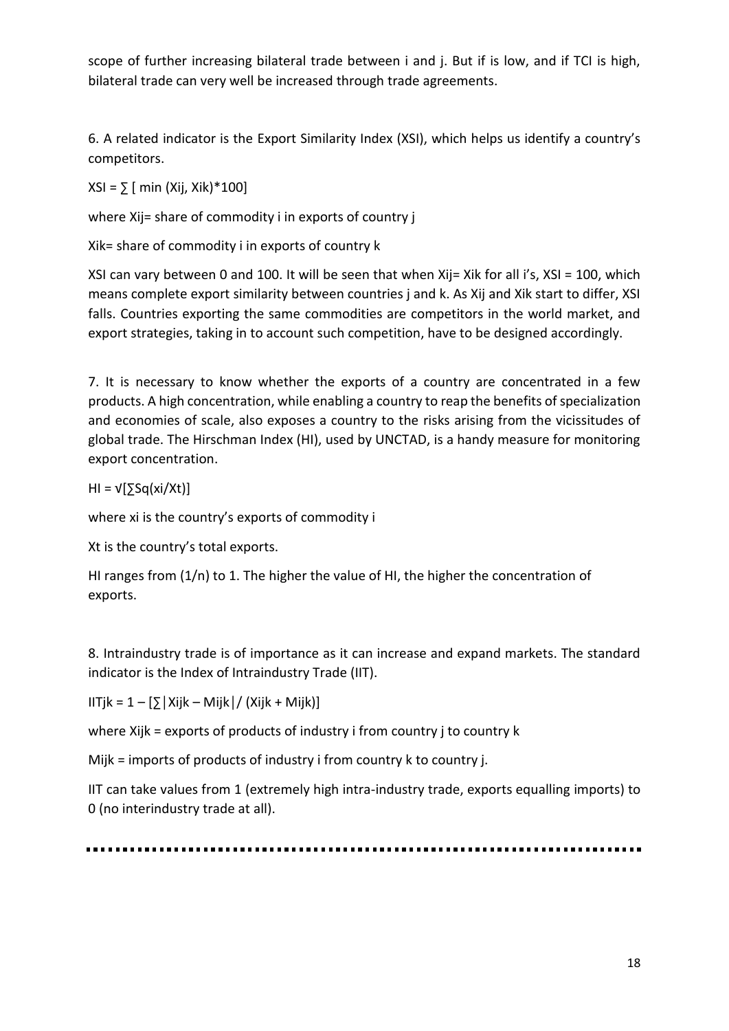scope of further increasing bilateral trade between i and j. But if is low, and if TCI is high, bilateral trade can very well be increased through trade agreements.

6. A related indicator is the Export Similarity Index (XSI), which helps us identify a country's competitors.

$$XSI = \sum [\min(X_{ij}, X_{ik}) * 100]$$

where $X_{ij}$ = share of commodity i in exports of country j

$X_{ik}$ = share of commodity i in exports of country k

XSI can vary between 0 and 100. It will be seen that when $X_{ij} = X_{ik}$ for all i's, XSI = 100, which means complete export similarity between countries j and k. As $X_{ij}$ and $X_{ik}$ start to differ, XSI falls. Countries exporting the same commodities are competitors in the world market, and export strategies, taking in to account such competition, have to be designed accordingly.

7. It is necessary to know whether the exports of a country are concentrated in a few products. A high concentration, while enabling a country to reap the benefits of specialization and economies of scale, also exposes a country to the risks arising from the vicissitudes of global trade. The Hirschman Index (HI), used by UNCTAD, is a handy measure for monitoring export concentration.

$$HI = \sqrt{\left[\sum Sq(x_i/X_t)\right]}$$

where $x_i$ is the country's exports of commodity i

$X_t$ is the country's total exports.

HI ranges from $(1/n)$ to 1. The higher the value of HI, the higher the concentration of exports.

8. Intraindustry trade is of importance as it can increase and expand markets. The standard indicator is the Index of Intraindustry Trade (IIT).

$$IIT_{jk} = 1 - \left[\sum |X_{ijk} - M_{ijk}| / (X_{ijk} + M_{ijk})\right]$$

where $X_{ijk}$ = exports of products of industry i from country j to country k

$M_{ijk}$ = imports of products of industry i from country k to country j.

IIT can take values from 1 (extremely high intra-industry trade, exports equalling imports) to 0 (no interindustry trade at all).